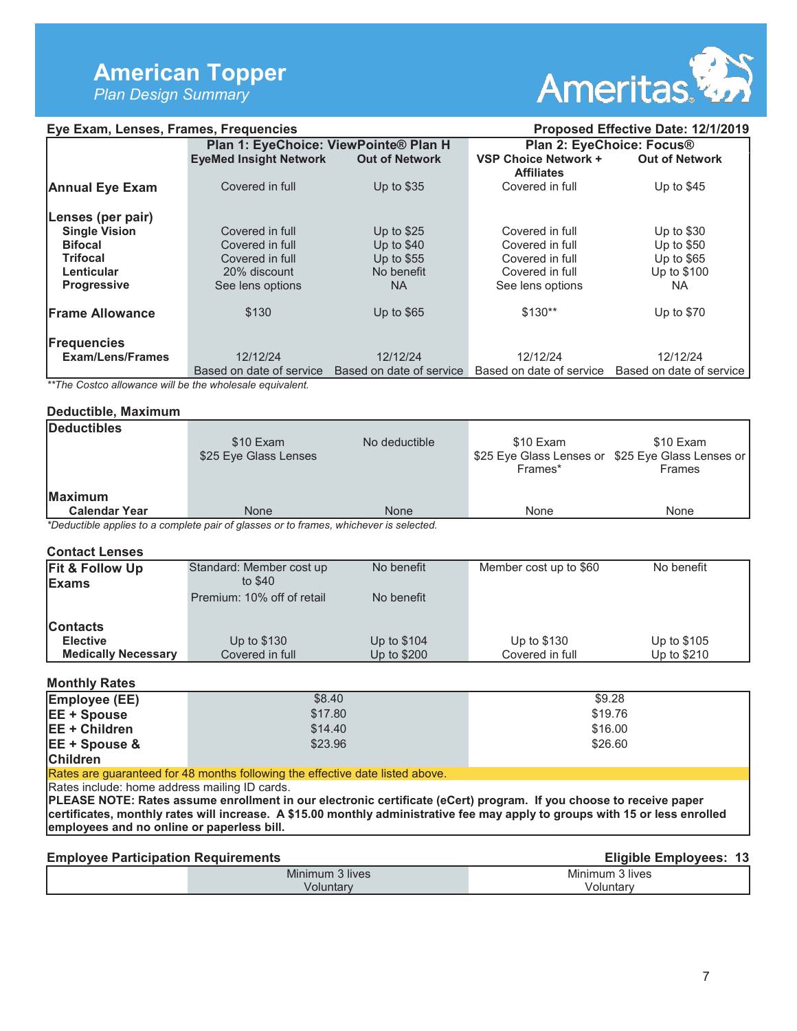# American Topper

*Plan Design Summary*

Ameritas

## Eye Exam, Lenses, Frames, Frequencies

**Proposed Effective Date: 12/1/2019**

| | Plan 1: EyeChoice: ViewPointe® Plan H | | Plan 2: EyeChoice: Focus® | |
|---|---|---|---|---|
| | **EyeMed Insight Network** | **Out of Network** | **VSP Choice Network + Affiliates** | **Out of Network** |
| **Annual Eye Exam** | Covered in full | Up to $35 | Covered in full | Up to $45 |
| **Lenses (per pair)** | | | | |
| **Single Vision** | Covered in full | Up to $25 | Covered in full | Up to $30 |
| **Bifocal** | Covered in full | Up to $40 | Covered in full | Up to $50 |
| **Trifocal** | Covered in full | Up to $55 | Covered in full | Up to $65 |
| **Lenticular** | 20% discount | No benefit | Covered in full | Up to $100 |
| **Progressive** | See lens options | NA | See lens options | NA |
| **Frame Allowance** | $130 | Up to $65 | $130** | Up to $70 |
| **Frequencies** | | | | |
| **Exam/Lens/Frames** | 12/12/24<br>Based on date of service | 12/12/24<br>Based on date of service | 12/12/24<br>Based on date of service | 12/12/24<br>Based on date of service |

*\*\*The Costco allowance will be the wholesale equivalent.*

## Deductible, Maximum

| | Plan 1: EyeMed Insight Network | Plan 1: Out of Network | Plan 2: VSP Choice Network + Affiliates | Plan 2: Out of Network |
|---|---|---|---|---|
| **Deductibles** | $10 Exam<br>$25 Eye Glass Lenses | No deductible | $10 Exam<br>$25 Eye Glass Lenses or Frames* | $10 Exam<br>$25 Eye Glass Lenses or Frames |
| **Maximum** | | | | |
| **Calendar Year** | None | None | None | None |

*\*Deductible applies to a complete pair of glasses or to frames, whichever is selected.*

## Contact Lenses

| | Plan 1: EyeMed Insight Network | Plan 1: Out of Network | Plan 2: VSP Choice Network + Affiliates | Plan 2: Out of Network |
|---|---|---|---|---|
| **Fit & Follow Up Exams** | Standard: Member cost up to $40<br>Premium: 10% off of retail | No benefit<br>No benefit | Member cost up to $60 | No benefit |
| **Contacts** | | | | |
| **Elective** | Up to $130 | Up to $104 | Up to $130 | Up to $105 |
| **Medically Necessary** | Covered in full | Up to $200 | Covered in full | Up to $210 |

## Monthly Rates

| | Plan 1 | Plan 2 |
|---|---|---|
| **Employee (EE)** | $8.40 | $9.28 |
| **EE + Spouse** | $17.80 | $19.76 |
| **EE + Children** | $14.40 | $16.00 |
| **EE + Spouse & Children** | $23.96 | $26.60 |

Rates are guaranteed for 48 months following the effective date listed above.

Rates include: home address mailing ID cards.

**PLEASE NOTE: Rates assume enrollment in our electronic certificate (eCert) program. If you choose to receive paper certificates, monthly rates will increase. A $15.00 monthly administrative fee may apply to groups with 15 or less enrolled employees and no online or paperless bill.**

## Employee Participation Requirements

**Eligible Employees: 13**

| | Plan 1 | Plan 2 |
|---|---|---|
| | Minimum 3 lives<br>Voluntary | Minimum 3 lives<br>Voluntary |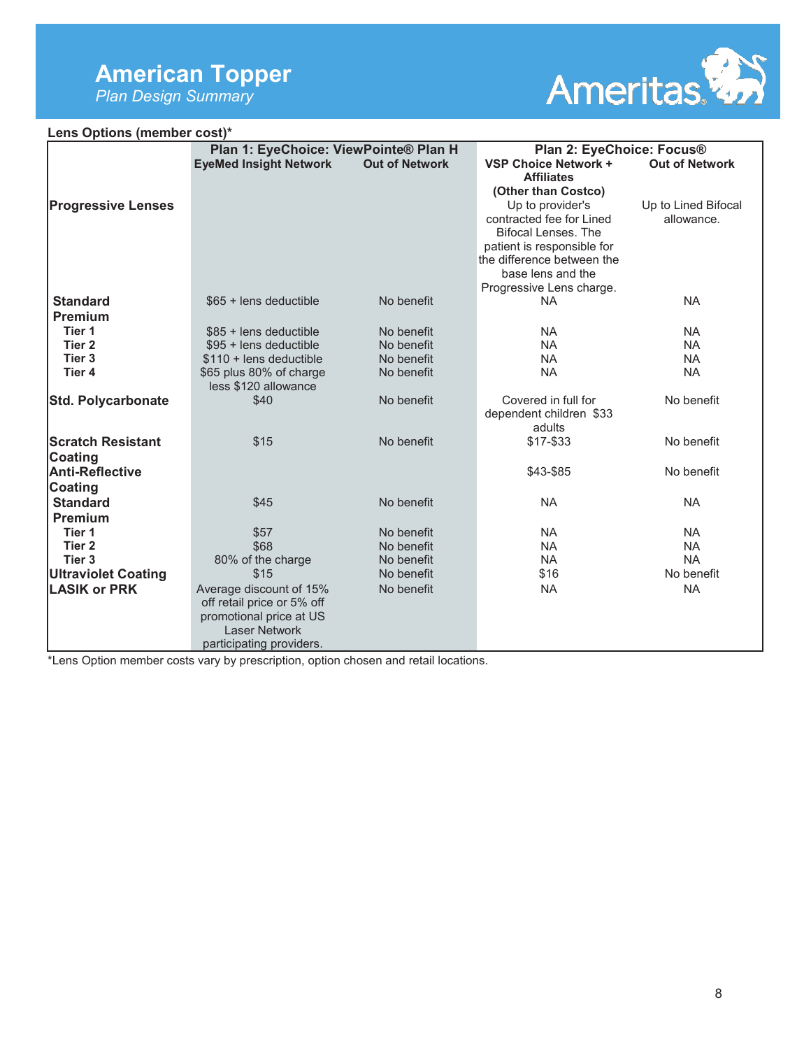# American Topper

*Plan Design Summary*

**Lens Options (member cost)***

| | Plan 1: EyeChoice: ViewPointe® Plan H | | Plan 2: EyeChoice: Focus® | |
|---|---|---|---|---|
| | **EyeMed Insight Network** | **Out of Network** | **VSP Choice Network + Affiliates (Other than Costco)** | **Out of Network** |
| **Progressive Lenses** | | | Up to provider's contracted fee for Lined Bifocal Lenses. The patient is responsible for the difference between the base lens and the Progressive Lens charge. | Up to Lined Bifocal allowance. |
| **Standard** | $65 + lens deductible | No benefit | NA | NA |
| **Premium** | | | | |
| **Tier 1** | $85 + lens deductible | No benefit | NA | NA |
| **Tier 2** | $95 + lens deductible | No benefit | NA | NA |
| **Tier 3** | $110 + lens deductible | No benefit | NA | NA |
| **Tier 4** | $65 plus 80% of charge less $120 allowance | No benefit | NA | NA |
| **Std. Polycarbonate** | $40 | No benefit | Covered in full for dependent children $33 adults | No benefit |
| **Scratch Resistant Coating** | $15 | No benefit | $17-$33 | No benefit |
| **Anti-Reflective Coating** | | | $43-$85 | No benefit |
| **Standard** | $45 | No benefit | NA | NA |
| **Premium** | | | | |
| **Tier 1** | $57 | No benefit | NA | NA |
| **Tier 2** | $68 | No benefit | NA | NA |
| **Tier 3** | 80% of the charge | No benefit | NA | NA |
| **Ultraviolet Coating** | $15 | No benefit | $16 | No benefit |
| **LASIK or PRK** | Average discount of 15% off retail price or 5% off promotional price at US Laser Network participating providers. | No benefit | NA | NA |

*Lens Option member costs vary by prescription, option chosen and retail locations.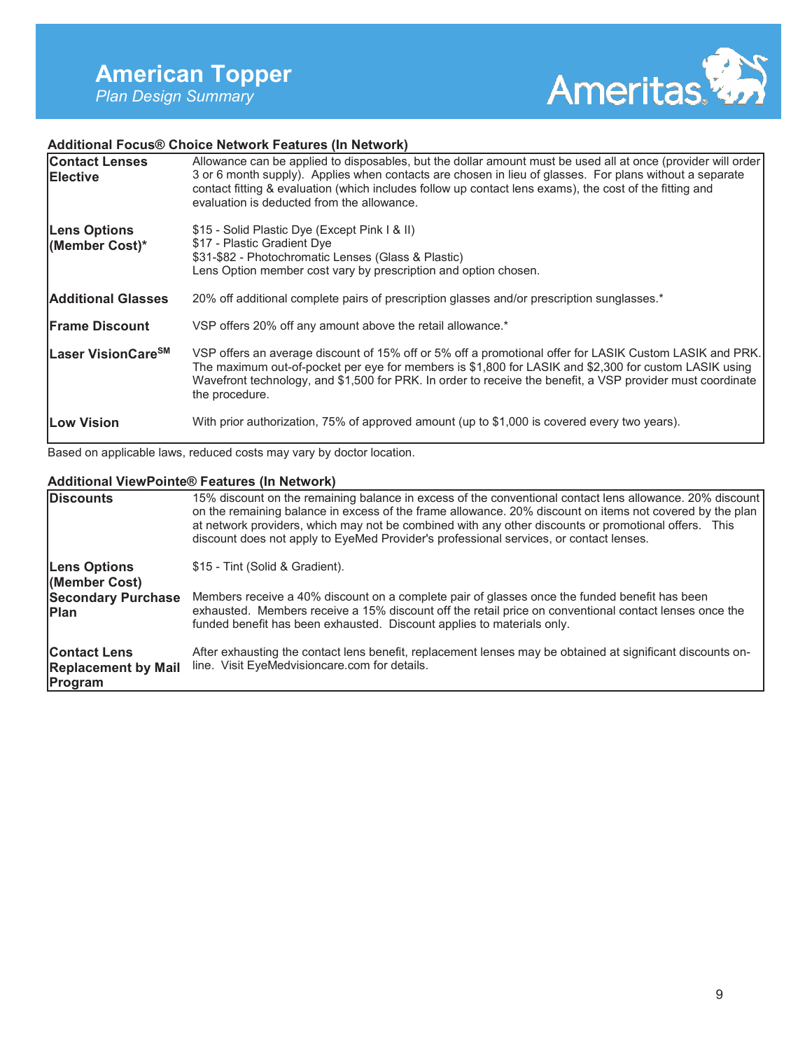# American Topper

*Plan Design Summary*

### Additional Focus® Choice Network Features (In Network)

| | |
|---|---|
| **Contact Lenses Elective** | Allowance can be applied to disposables, but the dollar amount must be used all at once (provider will order 3 or 6 month supply). Applies when contacts are chosen in lieu of glasses. For plans without a separate contact fitting & evaluation (which includes follow up contact lens exams), the cost of the fitting and evaluation is deducted from the allowance. |
| **Lens Options (Member Cost)*** | $15 - Solid Plastic Dye (Except Pink I & II)<br>$17 - Plastic Gradient Dye<br>$31-$82 - Photochromatic Lenses (Glass & Plastic)<br>Lens Option member cost vary by prescription and option chosen. |
| **Additional Glasses** | 20% off additional complete pairs of prescription glasses and/or prescription sunglasses.* |
| **Frame Discount** | VSP offers 20% off any amount above the retail allowance.* |
| **Laser VisionCare[SM]** | VSP offers an average discount of 15% off or 5% off a promotional offer for LASIK Custom LASIK and PRK. The maximum out-of-pocket per eye for members is $1,800 for LASIK and $2,300 for custom LASIK using Wavefront technology, and $1,500 for PRK. In order to receive the benefit, a VSP provider must coordinate the procedure. |
| **Low Vision** | With prior authorization, 75% of approved amount (up to $1,000 is covered every two years). |

Based on applicable laws, reduced costs may vary by doctor location.

### Additional ViewPointe® Features (In Network)

| | |
|---|---|
| **Discounts** | 15% discount on the remaining balance in excess of the conventional contact lens allowance. 20% discount on the remaining balance in excess of the frame allowance. 20% discount on items not covered by the plan at network providers, which may not be combined with any other discounts or promotional offers. This discount does not apply to EyeMed Provider's professional services, or contact lenses. |
| **Lens Options (Member Cost)** | $15 - Tint (Solid & Gradient). |
| **Secondary Purchase Plan** | Members receive a 40% discount on a complete pair of glasses once the funded benefit has been exhausted. Members receive a 15% discount off the retail price on conventional contact lenses once the funded benefit has been exhausted. Discount applies to materials only. |
| **Contact Lens Replacement by Mail Program** | After exhausting the contact lens benefit, replacement lenses may be obtained at significant discounts on-line. Visit EyeMedvisioncare.com for details. |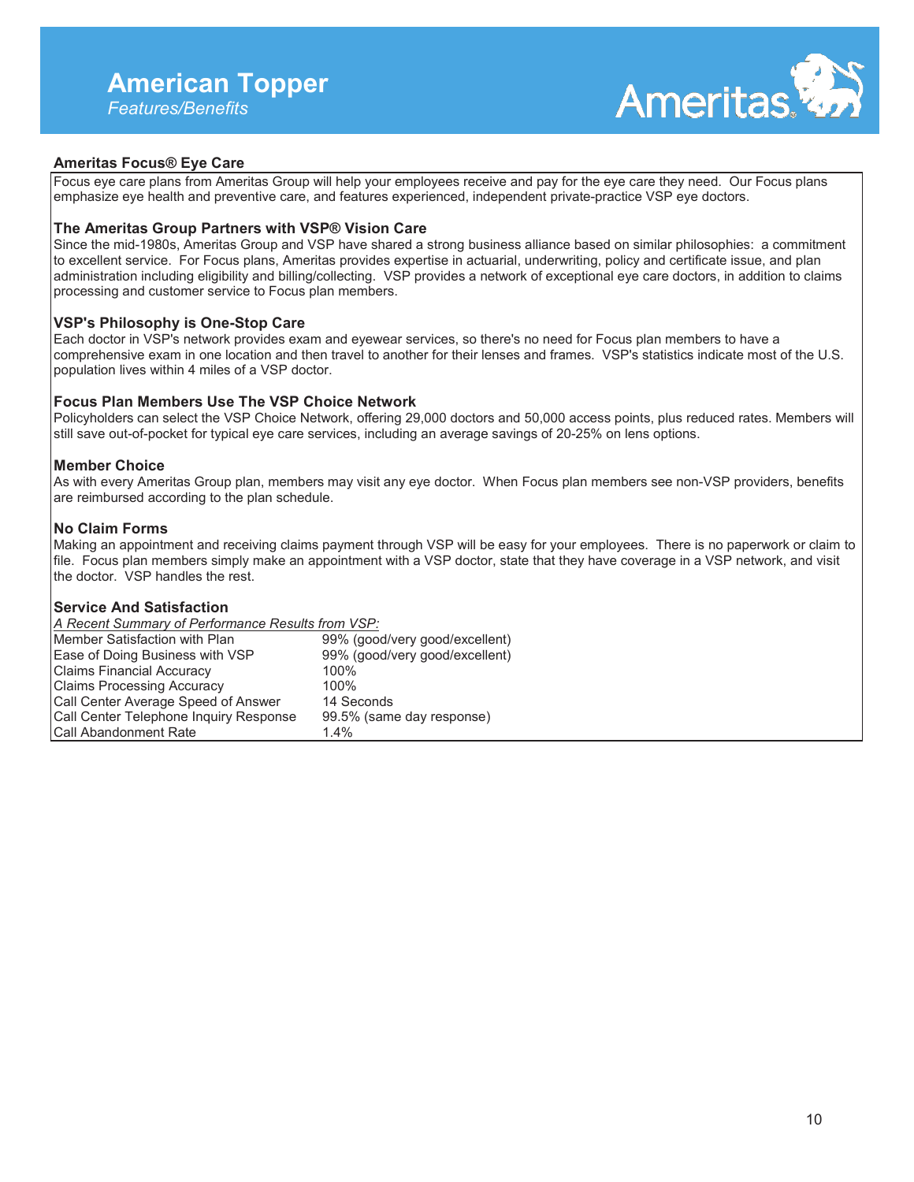# American Topper

*Features/Benefits*

## Ameritas Focus® Eye Care

Focus eye care plans from Ameritas Group will help your employees receive and pay for the eye care they need. Our Focus plans emphasize eye health and preventive care, and features experienced, independent private-practice VSP eye doctors.

### The Ameritas Group Partners with VSP® Vision Care

Since the mid-1980s, Ameritas Group and VSP have shared a strong business alliance based on similar philosophies: a commitment to excellent service. For Focus plans, Ameritas provides expertise in actuarial, underwriting, policy and certificate issue, and plan administration including eligibility and billing/collecting. VSP provides a network of exceptional eye care doctors, in addition to claims processing and customer service to Focus plan members.

### VSP's Philosophy is One-Stop Care

Each doctor in VSP's network provides exam and eyewear services, so there's no need for Focus plan members to have a comprehensive exam in one location and then travel to another for their lenses and frames. VSP's statistics indicate most of the U.S. population lives within 4 miles of a VSP doctor.

### Focus Plan Members Use The VSP Choice Network

Policyholders can select the VSP Choice Network, offering 29,000 doctors and 50,000 access points, plus reduced rates. Members will still save out-of-pocket for typical eye care services, including an average savings of 20-25% on lens options.

### Member Choice

As with every Ameritas Group plan, members may visit any eye doctor. When Focus plan members see non-VSP providers, benefits are reimbursed according to the plan schedule.

### No Claim Forms

Making an appointment and receiving claims payment through VSP will be easy for your employees. There is no paperwork or claim to file. Focus plan members simply make an appointment with a VSP doctor, state that they have coverage in a VSP network, and visit the doctor. VSP handles the rest.

### Service And Satisfaction

*A Recent Summary of Performance Results from VSP:*

| | |
|---|---|
| Member Satisfaction with Plan | 99% (good/very good/excellent) |
| Ease of Doing Business with VSP | 99% (good/very good/excellent) |
| Claims Financial Accuracy | 100% |
| Claims Processing Accuracy | 100% |
| Call Center Average Speed of Answer | 14 Seconds |
| Call Center Telephone Inquiry Response | 99.5% (same day response) |
| Call Abandonment Rate | 1.4% |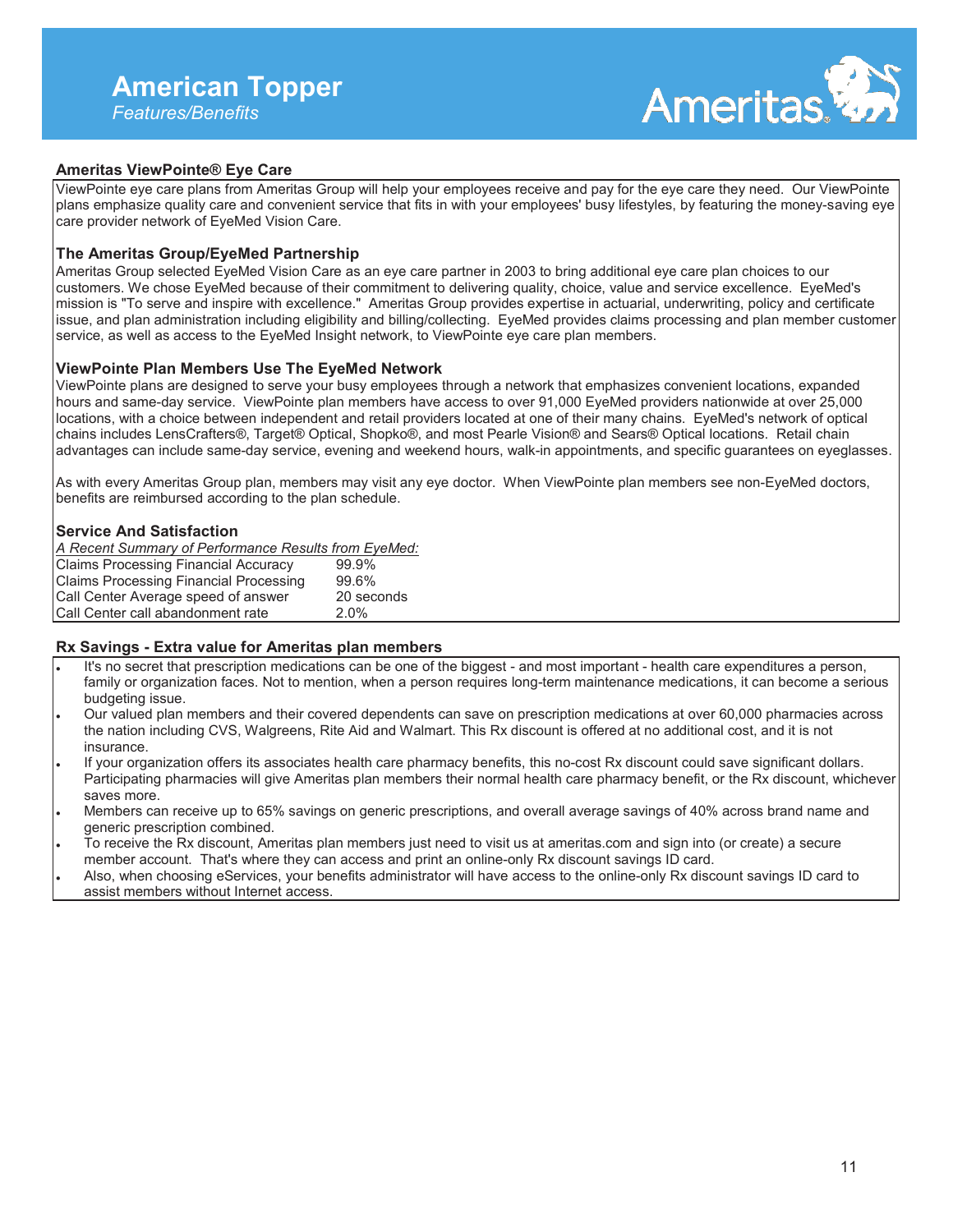# American Topper

*Features/Benefits*

## Ameritas ViewPointe® Eye Care

ViewPointe eye care plans from Ameritas Group will help your employees receive and pay for the eye care they need. Our ViewPointe plans emphasize quality care and convenient service that fits in with your employees' busy lifestyles, by featuring the money-saving eye care provider network of EyeMed Vision Care.

### The Ameritas Group/EyeMed Partnership

Ameritas Group selected EyeMed Vision Care as an eye care partner in 2003 to bring additional eye care plan choices to our customers. We chose EyeMed because of their commitment to delivering quality, choice, value and service excellence. EyeMed's mission is "To serve and inspire with excellence." Ameritas Group provides expertise in actuarial, underwriting, policy and certificate issue, and plan administration including eligibility and billing/collecting. EyeMed provides claims processing and plan member customer service, as well as access to the EyeMed Insight network, to ViewPointe eye care plan members.

### ViewPointe Plan Members Use The EyeMed Network

ViewPointe plans are designed to serve your busy employees through a network that emphasizes convenient locations, expanded hours and same-day service. ViewPointe plan members have access to over 91,000 EyeMed providers nationwide at over 25,000 locations, with a choice between independent and retail providers located at one of their many chains. EyeMed's network of optical chains includes LensCrafters®, Target® Optical, Shopko®, and most Pearle Vision® and Sears® Optical locations. Retail chain advantages can include same-day service, evening and weekend hours, walk-in appointments, and specific guarantees on eyeglasses.

As with every Ameritas Group plan, members may visit any eye doctor. When ViewPointe plan members see non-EyeMed doctors, benefits are reimbursed according to the plan schedule.

### Service And Satisfaction

*A Recent Summary of Performance Results from EyeMed:*

| | |
|---|---|
| Claims Processing Financial Accuracy | 99.9% |
| Claims Processing Financial Processing | 99.6% |
| Call Center Average speed of answer | 20 seconds |
| Call Center call abandonment rate | 2.0% |

## Rx Savings - Extra value for Ameritas plan members

- It's no secret that prescription medications can be one of the biggest - and most important - health care expenditures a person, family or organization faces. Not to mention, when a person requires long-term maintenance medications, it can become a serious budgeting issue.
- Our valued plan members and their covered dependents can save on prescription medications at over 60,000 pharmacies across the nation including CVS, Walgreens, Rite Aid and Walmart. This Rx discount is offered at no additional cost, and it is not insurance.
- If your organization offers its associates health care pharmacy benefits, this no-cost Rx discount could save significant dollars. Participating pharmacies will give Ameritas plan members their normal health care pharmacy benefit, or the Rx discount, whichever saves more.
- Members can receive up to 65% savings on generic prescriptions, and overall average savings of 40% across brand name and generic prescription combined.
- To receive the Rx discount, Ameritas plan members just need to visit us at ameritas.com and sign into (or create) a secure member account. That's where they can access and print an online-only Rx discount savings ID card.
- Also, when choosing eServices, your benefits administrator will have access to the online-only Rx discount savings ID card to assist members without Internet access.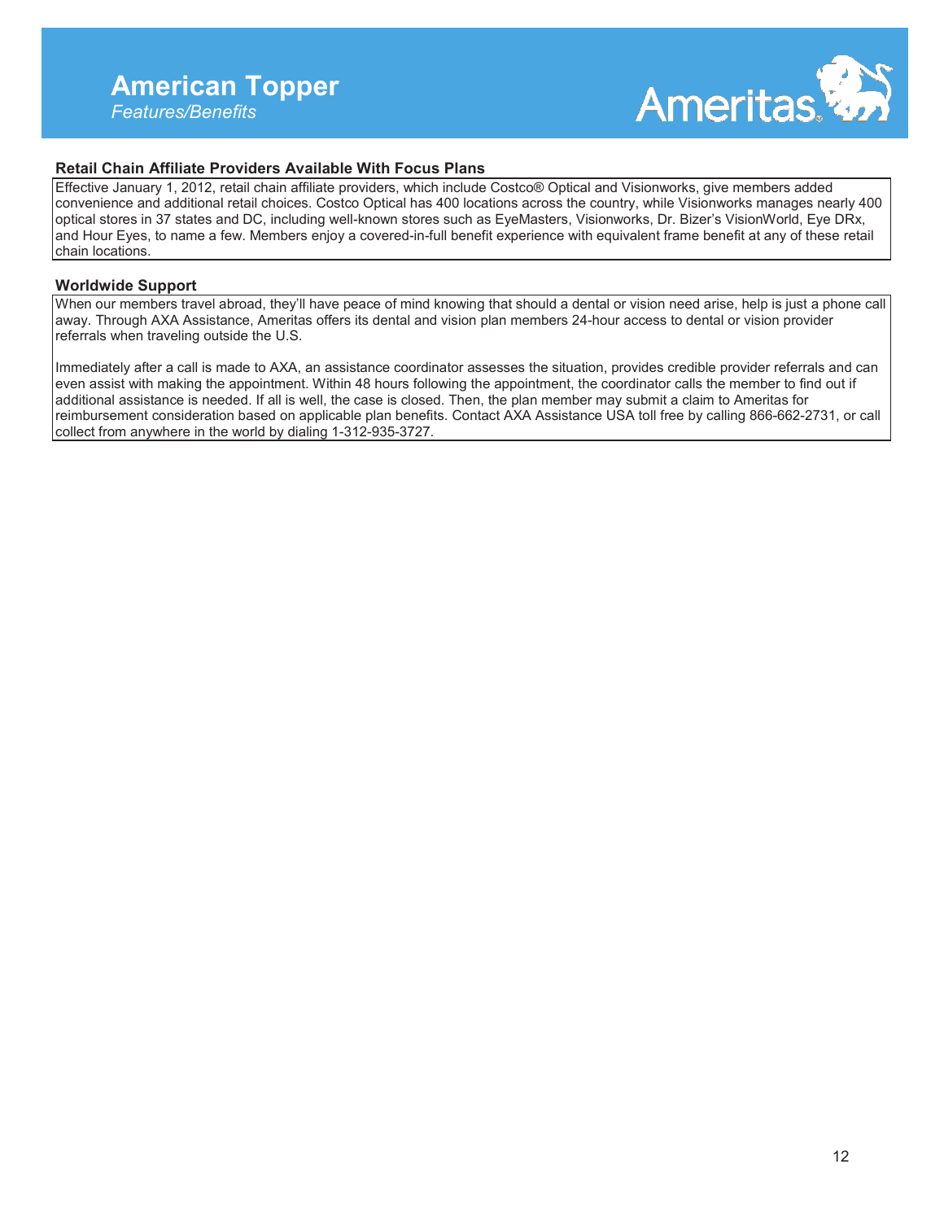# American Topper

*Features/Benefits*

## Retail Chain Affiliate Providers Available With Focus Plans

Effective January 1, 2012, retail chain affiliate providers, which include Costco® Optical and Visionworks, give members added convenience and additional retail choices. Costco Optical has 400 locations across the country, while Visionworks manages nearly 400 optical stores in 37 states and DC, including well-known stores such as EyeMasters, Visionworks, Dr. Bizer's VisionWorld, Eye DRx, and Hour Eyes, to name a few. Members enjoy a covered-in-full benefit experience with equivalent frame benefit at any of these retail chain locations.

## Worldwide Support

When our members travel abroad, they'll have peace of mind knowing that should a dental or vision need arise, help is just a phone call away. Through AXA Assistance, Ameritas offers its dental and vision plan members 24-hour access to dental or vision provider referrals when traveling outside the U.S.

Immediately after a call is made to AXA, an assistance coordinator assesses the situation, provides credible provider referrals and can even assist with making the appointment. Within 48 hours following the appointment, the coordinator calls the member to find out if additional assistance is needed. If all is well, the case is closed. Then, the plan member may submit a claim to Ameritas for reimbursement consideration based on applicable plan benefits. Contact AXA Assistance USA toll free by calling 866-662-2731, or call collect from anywhere in the world by dialing 1-312-935-3727.